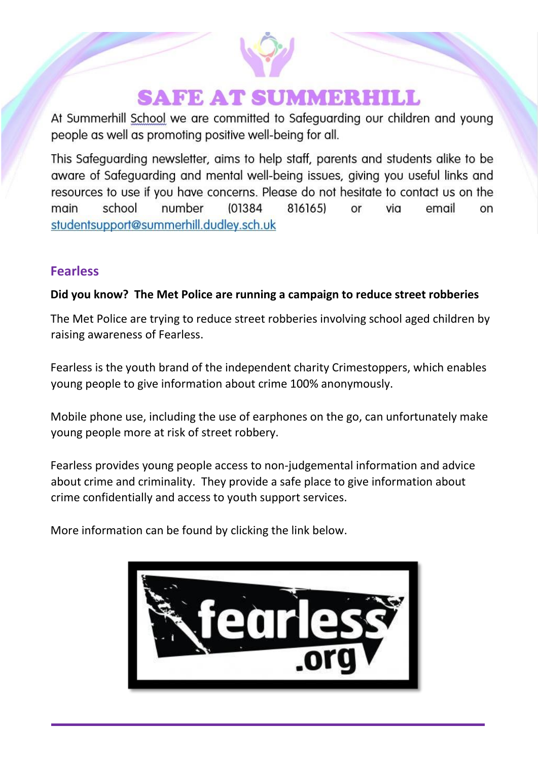# SAFE AT SUMMERHILL

At Summerhill School we are committed to Safeguarding our children and young people as well as promoting positive well-being for all.

This Safeguarding newsletter, aims to help staff, parents and students alike to be aware of Safeguarding and mental well-being issues, giving you useful links and resources to use if you have concerns. Please do not hesitate to contact us on the main school number (01384 816165) or via email on studentsupport@summerhill.dudley.sch.uk

## Fearless

**Did you know? The Met Police are running a campaign to reduce street robberies**

The Met Police are trying to reduce street robberies involving school aged children by raising awareness of Fearless.

Fearless is the youth brand of the independent charity Crimestoppers, which enables young people to give information about crime 100% anonymously.

Mobile phone use, including the use of earphones on the go, can unfortunately make young people more at risk of street robbery.

Fearless provides young people access to non-judgemental information and advice about crime and criminality. They provide a safe place to give information about crime confidentially and access to youth support services.

More information can be found by clicking the link below.

fearless.org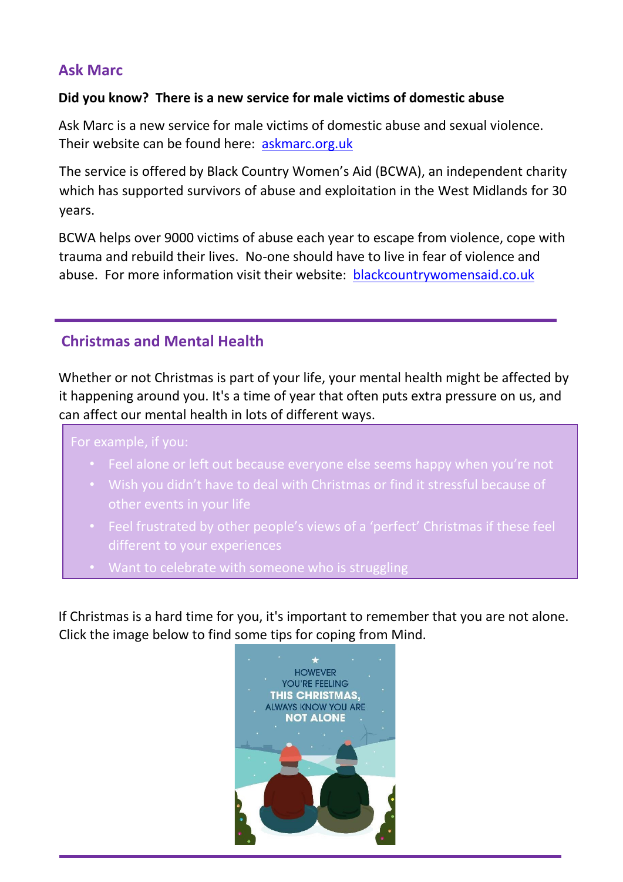## Ask Marc

**Did you know? There is a new service for male victims of domestic abuse**

Ask Marc is a new service for male victims of domestic abuse and sexual violence. Their website can be found here: askmarc.org.uk

The service is offered by Black Country Women's Aid (BCWA), an independent charity which has supported survivors of abuse and exploitation in the West Midlands for 30 years.

BCWA helps over 9000 victims of abuse each year to escape from violence, cope with trauma and rebuild their lives. No-one should have to live in fear of violence and abuse. For more information visit their website: blackcountrywomensaid.co.uk

---

## Christmas and Mental Health

Whether or not Christmas is part of your life, your mental health might be affected by it happening around you. It's a time of year that often puts extra pressure on us, and can affect our mental health in lots of different ways.

For example, if you:

- Feel alone or left out because everyone else seems happy when you're not
- Wish you didn't have to deal with Christmas or find it stressful because of other events in your life
- Feel frustrated by other people's views of a 'perfect' Christmas if these feel different to your experiences
- Want to celebrate with someone who is struggling

If Christmas is a hard time for you, it's important to remember that you are not alone. Click the image below to find some tips for coping from Mind.

HOWEVER YOU'RE FEELING THIS CHRISTMAS, ALWAYS KNOW YOU ARE NOT ALONE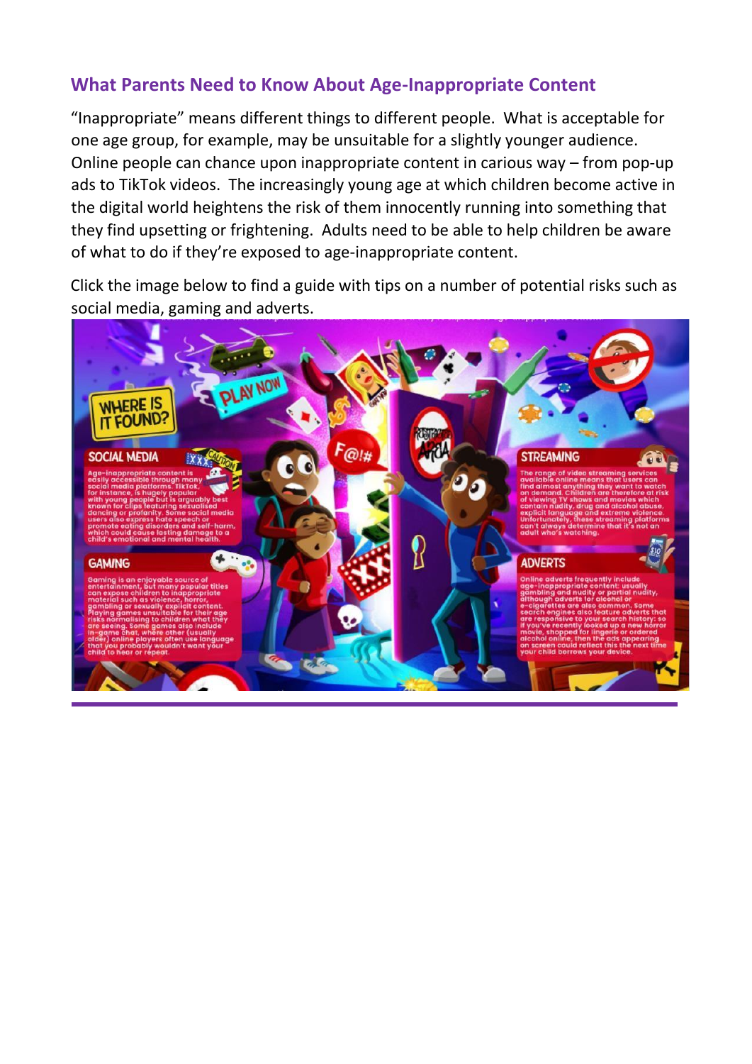## What Parents Need to Know About Age-Inappropriate Content

"Inappropriate" means different things to different people. What is acceptable for one age group, for example, may be unsuitable for a slightly younger audience. Online people can chance upon inappropriate content in carious way – from pop-up ads to TikTok videos. The increasingly young age at which children become active in the digital world heightens the risk of them innocently running into something that they find upsetting or frightening. Adults need to be able to help children be aware of what to do if they're exposed to age-inappropriate content.

Click the image below to find a guide with tips on a number of potential risks such as social media, gaming and adverts.

**WHERE IS IT FOUND?**

**SOCIAL MEDIA**

Age-inappropriate content is easily accessible through many social media platforms. TikTok, for instance, is hugely popular with young people but is arguably best known for clips featuring sexualised dancing or profanity. Some social media users also express hate speech or promote eating disorders and self-harm, which could cause lasting damage to a child's emotional and mental health.

**GAMING**

Gaming is an enjoyable source of entertainment, but many popular titles can expose children to inappropriate material such as violence, horror, gambling or sexually explicit content. Playing games unsuitable for their age risks normalising to children what they are seeing. Some games also include in-game chat, where other (usually older) online players often use language that you probably wouldn't want your child to hear or repeat.

**STREAMING**

The range of video streaming services available online means that users can find almost anything they want to watch on demand. Children are therefore at risk of viewing TV shows and movies which contain nudity, drug and alcohol abuse, explicit language and extreme violence. Unfortunately, these streaming platforms can't always determine that it's not an adult who's watching.

**ADVERTS**

Online adverts frequently include age-inappropriate content: usually gambling and nudity or partial nudity, although adverts for alcohol or e-cigarettes are also common. Some search engines also feature adverts that are responsive to your search history: so if you've recently looked up a new horror movie, shopped for lingerie or ordered alcohol online, then the ads appearing on screen could reflect this the next time your child borrows your device.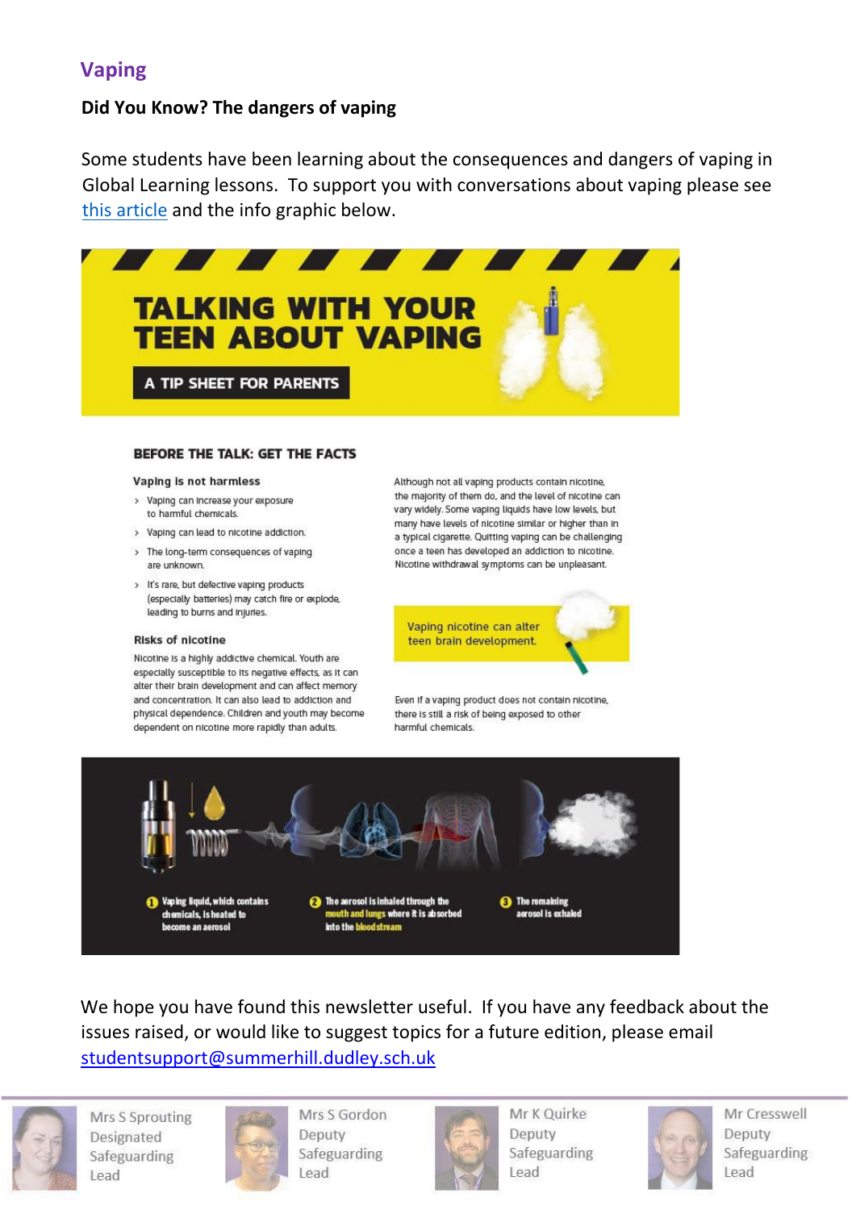## Vaping

**Did You Know? The dangers of vaping**

Some students have been learning about the consequences and dangers of vaping in Global Learning lessons. To support you with conversations about vaping please see this article and the info graphic below.

# TALKING WITH YOUR TEEN ABOUT VAPING

**A TIP SHEET FOR PARENTS**

### BEFORE THE TALK: GET THE FACTS

**Vaping is not harmless**

- Vaping can increase your exposure to harmful chemicals.
- Vaping can lead to nicotine addiction.
- The long-term consequences of vaping are unknown.
- It's rare, but defective vaping products (especially batteries) may catch fire or explode, leading to burns and injuries.

**Risks of nicotine**

Nicotine is a highly addictive chemical. Youth are especially susceptible to its negative effects, as it can alter their brain development and can affect memory and concentration. It can also lead to addiction and physical dependence. Children and youth may become dependent on nicotine more rapidly than adults.

Although not all vaping products contain nicotine, the majority of them do, and the level of nicotine can vary widely. Some vaping liquids have low levels, but many have levels of nicotine similar or higher than in a typical cigarette. Quitting vaping can be challenging once a teen has developed an addiction to nicotine. Nicotine withdrawal symptoms can be unpleasant.

Vaping nicotine can alter teen brain development.

Even if a vaping product does not contain nicotine, there is still a risk of being exposed to other harmful chemicals.

1. Vaping liquid, which contains chemicals, is heated to become an aerosol
2. The aerosol is inhaled through the mouth and lungs where it is absorbed into the bloodstream
3. The remaining aerosol is exhaled

We hope you have found this newsletter useful. If you have any feedback about the issues raised, or would like to suggest topics for a future edition, please email studentsupport@summerhill.dudley.sch.uk

Mrs S Sprouting
Designated Safeguarding Lead

Mrs S Gordon
Deputy Safeguarding Lead

Mr K Quirke
Deputy Safeguarding Lead

Mr Cresswell
Deputy Safeguarding Lead